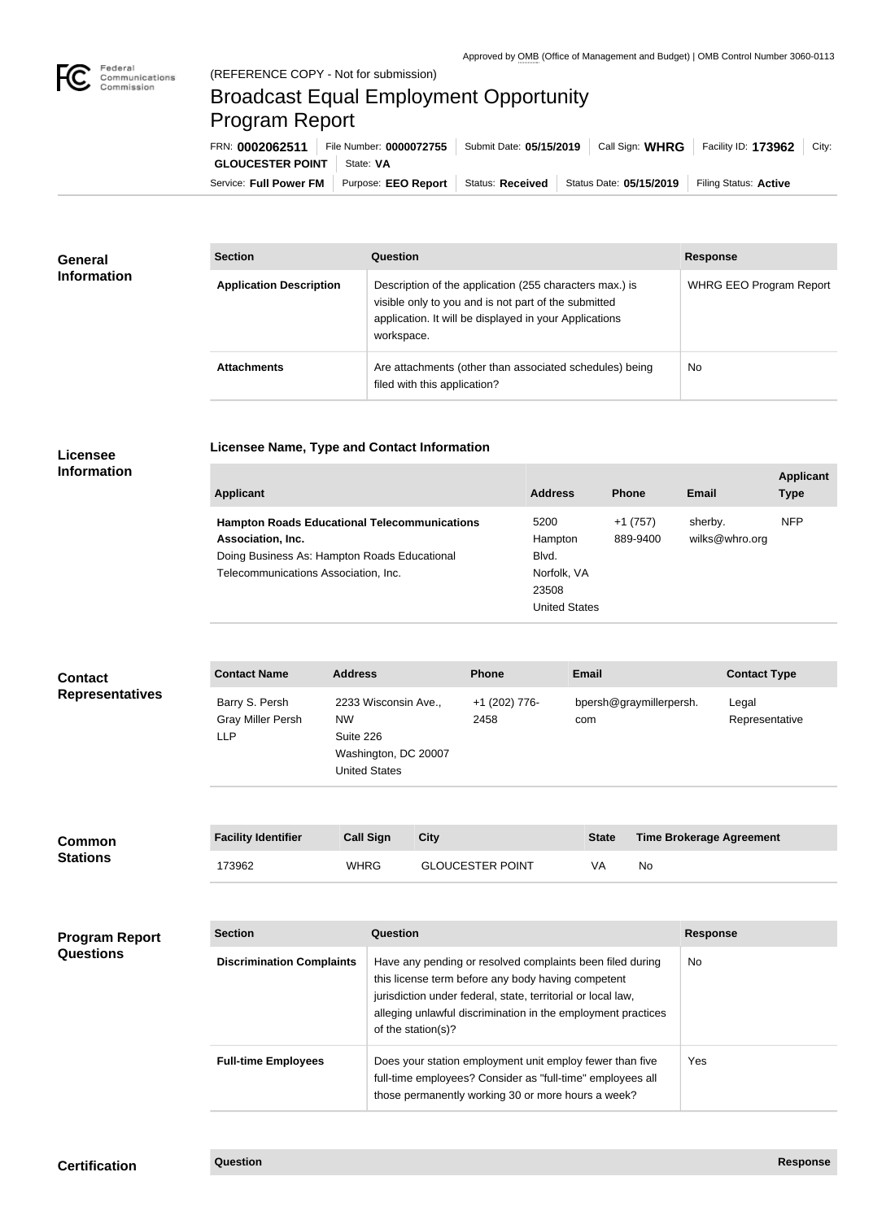Approved by OMB (Office of Management and Budget) | OMB Control Number 3060-0113

(REFERENCE COPY - Not for submission)

# Broadcast Equal Employment Opportunity Program Report

FRN: **0002062511** | File Number: **0000072755** | Submit Date: **05/15/2019** | Call Sign: **WHRG** | Facility ID: **173962** | City: **GLOUCESTER POINT** | State: **VA**

Service: **Full Power FM** | Purpose: **EEO Report** | Status: **Received** | Status Date: **05/15/2019** | Filing Status: **Active**

## General Information

| Section | Question | Response |
| --- | --- | --- |
| **Application Description** | Description of the application (255 characters max.) is visible only to you and is not part of the submitted application. It will be displayed in your Applications workspace. | WHRG EEO Program Report |
| **Attachments** | Are attachments (other than associated schedules) being filed with this application? | No |

## Licensee Information

### Licensee Name, Type and Contact Information

| Applicant | Address | Phone | Email | Applicant Type |
| --- | --- | --- | --- | --- |
| **Hampton Roads Educational Telecommunications Association, Inc.** Doing Business As: Hampton Roads Educational Telecommunications Association, Inc. | 5200 Hampton Blvd. Norfolk, VA 23508 United States | +1 (757) 889-9400 | sherby.wilks@whro.org | NFP |

## Contact Representatives

| Contact Name | Address | Phone | Email | Contact Type |
| --- | --- | --- | --- | --- |
| Barry S. Persh Gray Miller Persh LLP | 2233 Wisconsin Ave., NW Suite 226 Washington, DC 20007 United States | +1 (202) 776-2458 | bpersh@graymillerpersh.com | Legal Representative |

## Common Stations

| Facility Identifier | Call Sign | City | State | Time Brokerage Agreement |
| --- | --- | --- | --- | --- |
| 173962 | WHRG | GLOUCESTER POINT | VA | No |

## Program Report Questions

| Section | Question | Response |
| --- | --- | --- |
| **Discrimination Complaints** | Have any pending or resolved complaints been filed during this license term before any body having competent jurisdiction under federal, state, territorial or local law, alleging unlawful discrimination in the employment practices of the station(s)? | No |
| **Full-time Employees** | Does your station employment unit employ fewer than five full-time employees? Consider as "full-time" employees all those permanently working 30 or more hours a week? | Yes |

## Certification

| Question | Response |
| --- | --- |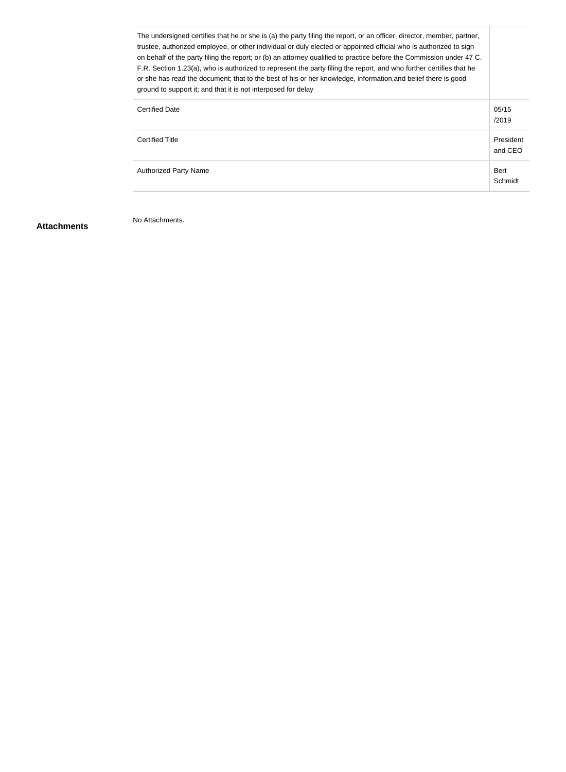| | |
|---|---|
| The undersigned certifies that he or she is (a) the party filing the report, or an officer, director, member, partner, trustee, authorized employee, or other individual or duly elected or appointed official who is authorized to sign on behalf of the party filing the report; or (b) an attorney qualified to practice before the Commission under 47 C.F.R. Section 1.23(a), who is authorized to represent the party filing the report, and who further certifies that he or she has read the document; that to the best of his or her knowledge, information,and belief there is good ground to support it; and that it is not interposed for delay | |
| Certified Date | 05/15/2019 |
| Certified Title | President and CEO |
| Authorized Party Name | Bert Schmidt |

**Attachments**

No Attachments.